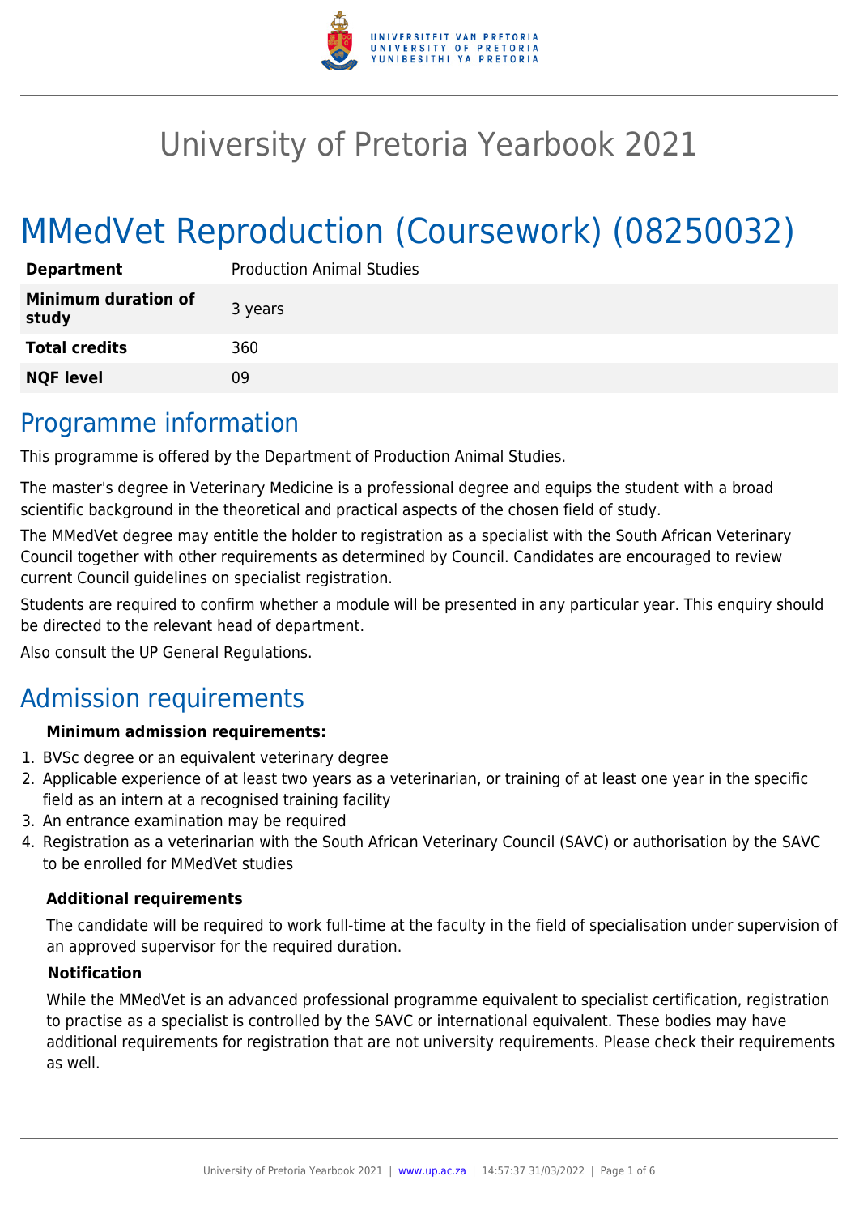# University of Pretoria Yearbook 2021

# MMedVet Reproduction (Coursework) (08250032)

| | |
|---|---|
| **Department** | Production Animal Studies |
| **Minimum duration of study** | 3 years |
| **Total credits** | 360 |
| **NQF level** | 09 |

## Programme information

This programme is offered by the Department of Production Animal Studies.

The master's degree in Veterinary Medicine is a professional degree and equips the student with a broad scientific background in the theoretical and practical aspects of the chosen field of study.

The MMedVet degree may entitle the holder to registration as a specialist with the South African Veterinary Council together with other requirements as determined by Council. Candidates are encouraged to review current Council guidelines on specialist registration.

Students are required to confirm whether a module will be presented in any particular year. This enquiry should be directed to the relevant head of department.

Also consult the UP General Regulations.

## Admission requirements

**Minimum admission requirements:**

1. BVSc degree or an equivalent veterinary degree
2. Applicable experience of at least two years as a veterinarian, or training of at least one year in the specific field as an intern at a recognised training facility
3. An entrance examination may be required
4. Registration as a veterinarian with the South African Veterinary Council (SAVC) or authorisation by the SAVC to be enrolled for MMedVet studies

**Additional requirements**

The candidate will be required to work full-time at the faculty in the field of specialisation under supervision of an approved supervisor for the required duration.

**Notification**

While the MMedVet is an advanced professional programme equivalent to specialist certification, registration to practise as a specialist is controlled by the SAVC or international equivalent. These bodies may have additional requirements for registration that are not university requirements. Please check their requirements as well.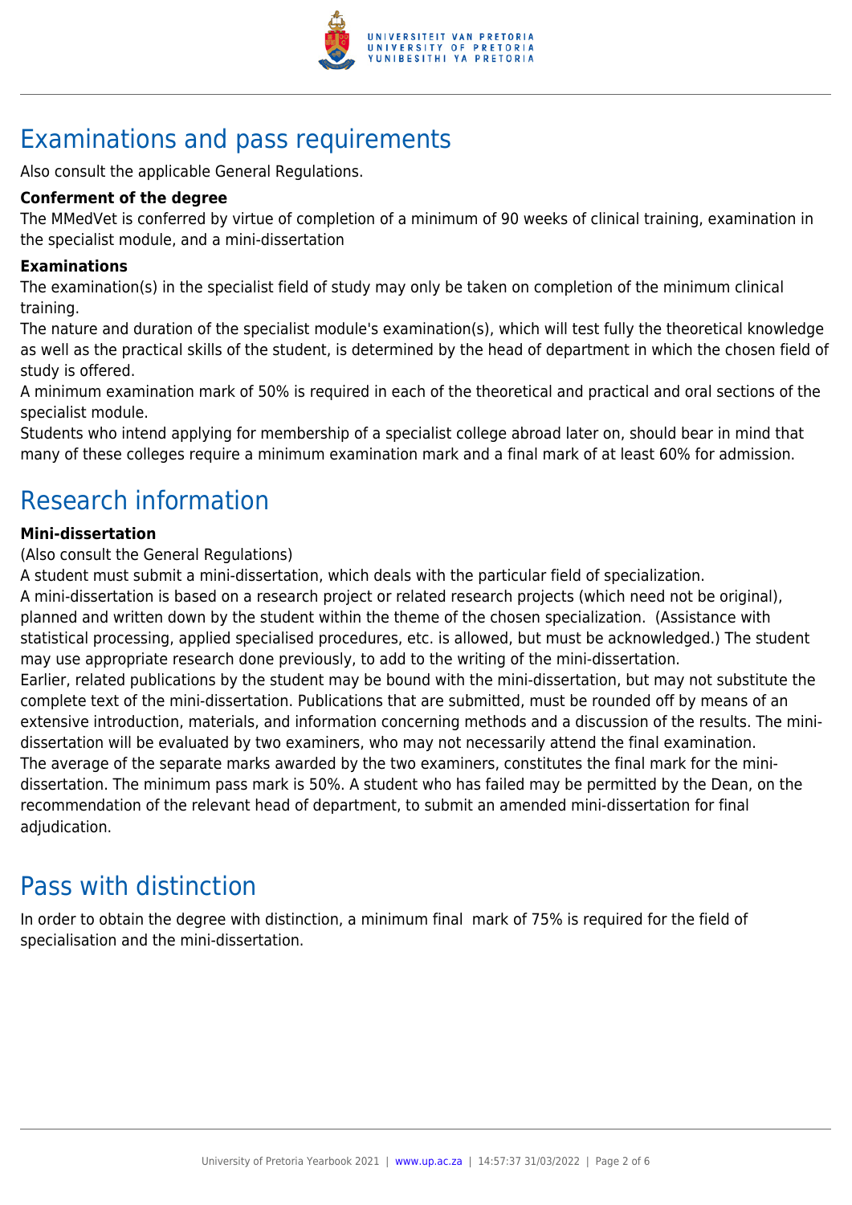# Examinations and pass requirements

Also consult the applicable General Regulations.

**Conferment of the degree**

The MMedVet is conferred by virtue of completion of a minimum of 90 weeks of clinical training, examination in the specialist module, and a mini-dissertation

**Examinations**

The examination(s) in the specialist field of study may only be taken on completion of the minimum clinical training.

The nature and duration of the specialist module's examination(s), which will test fully the theoretical knowledge as well as the practical skills of the student, is determined by the head of department in which the chosen field of study is offered.

A minimum examination mark of 50% is required in each of the theoretical and practical and oral sections of the specialist module.

Students who intend applying for membership of a specialist college abroad later on, should bear in mind that many of these colleges require a minimum examination mark and a final mark of at least 60% for admission.

# Research information

**Mini-dissertation**

(Also consult the General Regulations)

A student must submit a mini-dissertation, which deals with the particular field of specialization.

A mini-dissertation is based on a research project or related research projects (which need not be original), planned and written down by the student within the theme of the chosen specialization. (Assistance with statistical processing, applied specialised procedures, etc. is allowed, but must be acknowledged.) The student may use appropriate research done previously, to add to the writing of the mini-dissertation.

Earlier, related publications by the student may be bound with the mini-dissertation, but may not substitute the complete text of the mini-dissertation. Publications that are submitted, must be rounded off by means of an extensive introduction, materials, and information concerning methods and a discussion of the results. The mini-dissertation will be evaluated by two examiners, who may not necessarily attend the final examination.

The average of the separate marks awarded by the two examiners, constitutes the final mark for the mini-dissertation. The minimum pass mark is 50%. A student who has failed may be permitted by the Dean, on the recommendation of the relevant head of department, to submit an amended mini-dissertation for final adjudication.

# Pass with distinction

In order to obtain the degree with distinction, a minimum final mark of 75% is required for the field of specialisation and the mini-dissertation.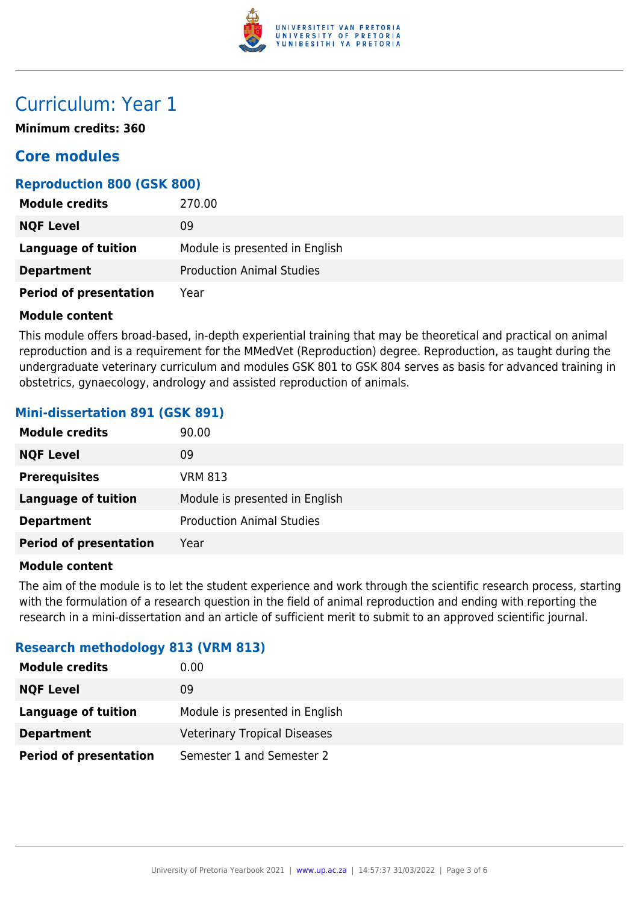# Curriculum: Year 1

**Minimum credits: 360**

## Core modules

### Reproduction 800 (GSK 800)

| | |
|---|---|
| **Module credits** | 270.00 |
| **NQF Level** | 09 |
| **Language of tuition** | Module is presented in English |
| **Department** | Production Animal Studies |
| **Period of presentation** | Year |

**Module content**

This module offers broad-based, in-depth experiential training that may be theoretical and practical on animal reproduction and is a requirement for the MMedVet (Reproduction) degree. Reproduction, as taught during the undergraduate veterinary curriculum and modules GSK 801 to GSK 804 serves as basis for advanced training in obstetrics, gynaecology, andrology and assisted reproduction of animals.

### Mini-dissertation 891 (GSK 891)

| | |
|---|---|
| **Module credits** | 90.00 |
| **NQF Level** | 09 |
| **Prerequisites** | VRM 813 |
| **Language of tuition** | Module is presented in English |
| **Department** | Production Animal Studies |
| **Period of presentation** | Year |

**Module content**

The aim of the module is to let the student experience and work through the scientific research process, starting with the formulation of a research question in the field of animal reproduction and ending with reporting the research in a mini-dissertation and an article of sufficient merit to submit to an approved scientific journal.

### Research methodology 813 (VRM 813)

| | |
|---|---|
| **Module credits** | 0.00 |
| **NQF Level** | 09 |
| **Language of tuition** | Module is presented in English |
| **Department** | Veterinary Tropical Diseases |
| **Period of presentation** | Semester 1 and Semester 2 |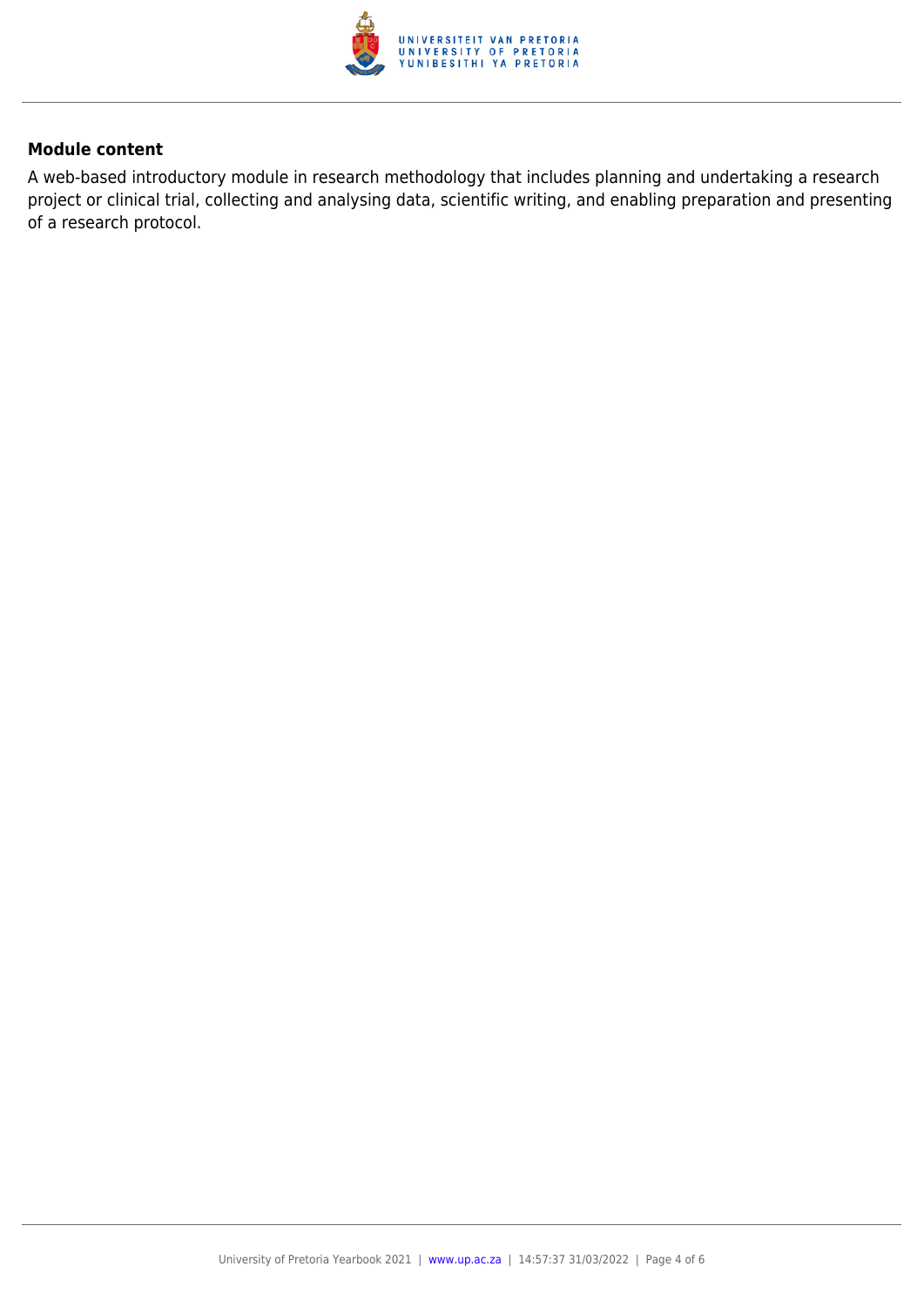**Module content**

A web-based introductory module in research methodology that includes planning and undertaking a research project or clinical trial, collecting and analysing data, scientific writing, and enabling preparation and presenting of a research protocol.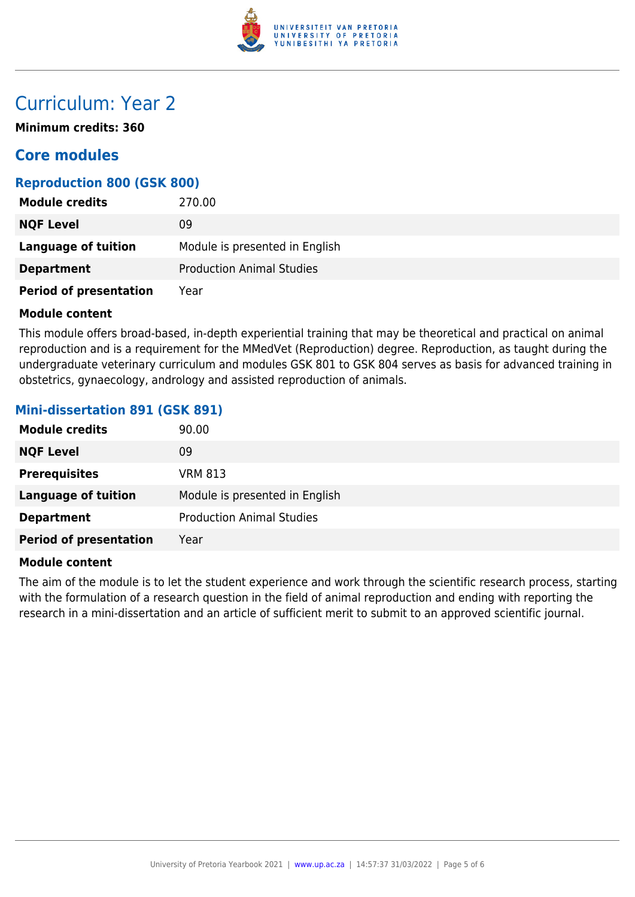# Curriculum: Year 2

**Minimum credits: 360**

## Core modules

### Reproduction 800 (GSK 800)

| | |
|---|---|
| **Module credits** | 270.00 |
| **NQF Level** | 09 |
| **Language of tuition** | Module is presented in English |
| **Department** | Production Animal Studies |
| **Period of presentation** | Year |

**Module content**

This module offers broad-based, in-depth experiential training that may be theoretical and practical on animal reproduction and is a requirement for the MMedVet (Reproduction) degree. Reproduction, as taught during the undergraduate veterinary curriculum and modules GSK 801 to GSK 804 serves as basis for advanced training in obstetrics, gynaecology, andrology and assisted reproduction of animals.

### Mini-dissertation 891 (GSK 891)

| | |
|---|---|
| **Module credits** | 90.00 |
| **NQF Level** | 09 |
| **Prerequisites** | VRM 813 |
| **Language of tuition** | Module is presented in English |
| **Department** | Production Animal Studies |
| **Period of presentation** | Year |

**Module content**

The aim of the module is to let the student experience and work through the scientific research process, starting with the formulation of a research question in the field of animal reproduction and ending with reporting the research in a mini-dissertation and an article of sufficient merit to submit to an approved scientific journal.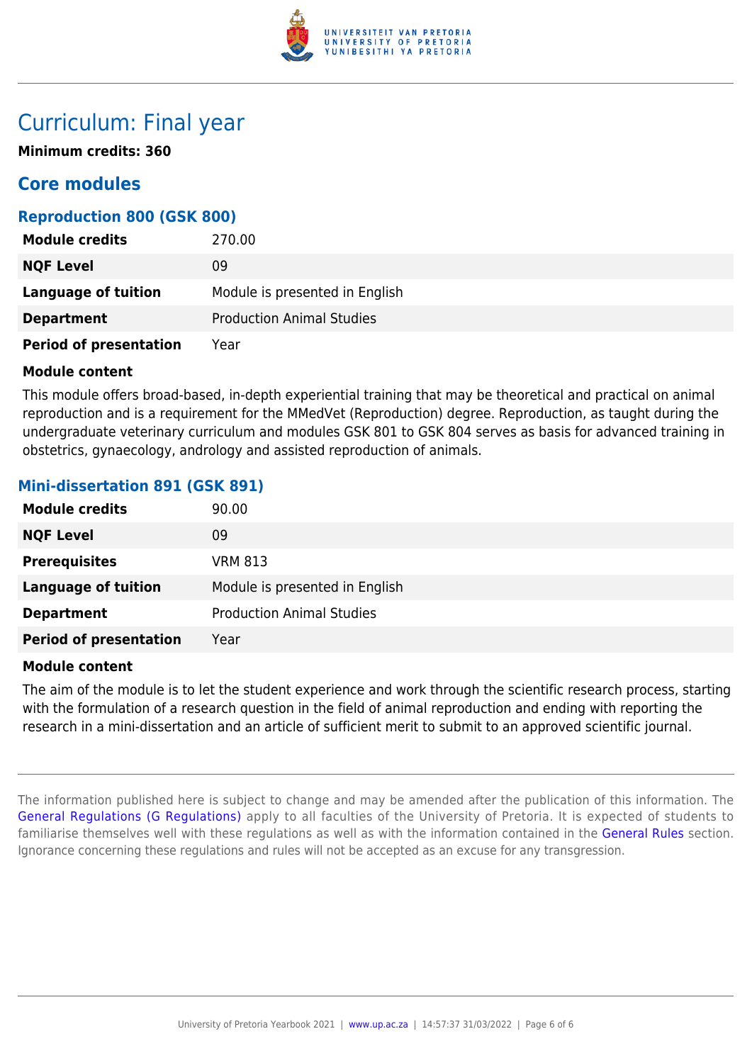# Curriculum: Final year

**Minimum credits: 360**

## Core modules

### Reproduction 800 (GSK 800)

| | |
|---|---|
| **Module credits** | 270.00 |
| **NQF Level** | 09 |
| **Language of tuition** | Module is presented in English |
| **Department** | Production Animal Studies |
| **Period of presentation** | Year |

**Module content**

This module offers broad-based, in-depth experiential training that may be theoretical and practical on animal reproduction and is a requirement for the MMedVet (Reproduction) degree. Reproduction, as taught during the undergraduate veterinary curriculum and modules GSK 801 to GSK 804 serves as basis for advanced training in obstetrics, gynaecology, andrology and assisted reproduction of animals.

### Mini-dissertation 891 (GSK 891)

| | |
|---|---|
| **Module credits** | 90.00 |
| **NQF Level** | 09 |
| **Prerequisites** | VRM 813 |
| **Language of tuition** | Module is presented in English |
| **Department** | Production Animal Studies |
| **Period of presentation** | Year |

**Module content**

The aim of the module is to let the student experience and work through the scientific research process, starting with the formulation of a research question in the field of animal reproduction and ending with reporting the research in a mini-dissertation and an article of sufficient merit to submit to an approved scientific journal.

---

The information published here is subject to change and may be amended after the publication of this information. The General Regulations (G Regulations) apply to all faculties of the University of Pretoria. It is expected of students to familiarise themselves well with these regulations as well as with the information contained in the General Rules section. Ignorance concerning these regulations and rules will not be accepted as an excuse for any transgression.